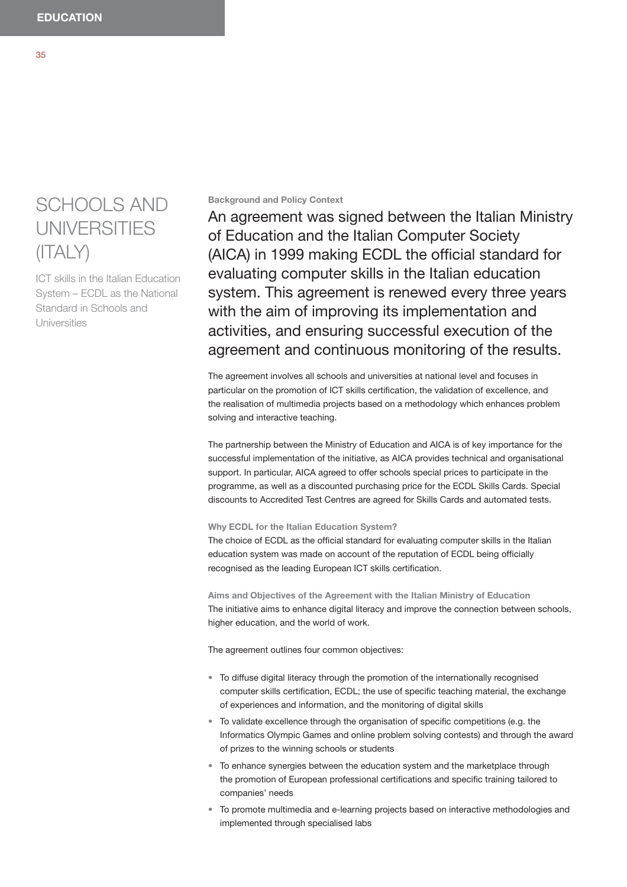# SCHOOLS AND UNIVERSITIES (ITALY)

ICT skills in the Italian Education System – ECDL as the National Standard in Schools and Universities

### Background and Policy Context

**An agreement was signed between the Italian Ministry of Education and the Italian Computer Society (AICA) in 1999 making ECDL the official standard for evaluating computer skills in the Italian education system. This agreement is renewed every three years with the aim of improving its implementation and activities, and ensuring successful execution of the agreement and continuous monitoring of the results.**

The agreement involves all schools and universities at national level and focuses in particular on the promotion of ICT skills certification, the validation of excellence, and the realisation of multimedia projects based on a methodology which enhances problem solving and interactive teaching.

The partnership between the Ministry of Education and AICA is of key importance for the successful implementation of the initiative, as AICA provides technical and organisational support. In particular, AICA agreed to offer schools special prices to participate in the programme, as well as a discounted purchasing price for the ECDL Skills Cards. Special discounts to Accredited Test Centres are agreed for Skills Cards and automated tests.

### Why ECDL for the Italian Education System?

The choice of ECDL as the official standard for evaluating computer skills in the Italian education system was made on account of the reputation of ECDL being officially recognised as the leading European ICT skills certification.

### Aims and Objectives of the Agreement with the Italian Ministry of Education

The initiative aims to enhance digital literacy and improve the connection between schools, higher education, and the world of work.

The agreement outlines four common objectives:

- To diffuse digital literacy through the promotion of the internationally recognised computer skills certification, ECDL; the use of specific teaching material, the exchange of experiences and information, and the monitoring of digital skills
- To validate excellence through the organisation of specific competitions (e.g. the Informatics Olympic Games and online problem solving contests) and through the award of prizes to the winning schools or students
- To enhance synergies between the education system and the marketplace through the promotion of European professional certifications and specific training tailored to companies' needs
- To promote multimedia and e-learning projects based on interactive methodologies and implemented through specialised labs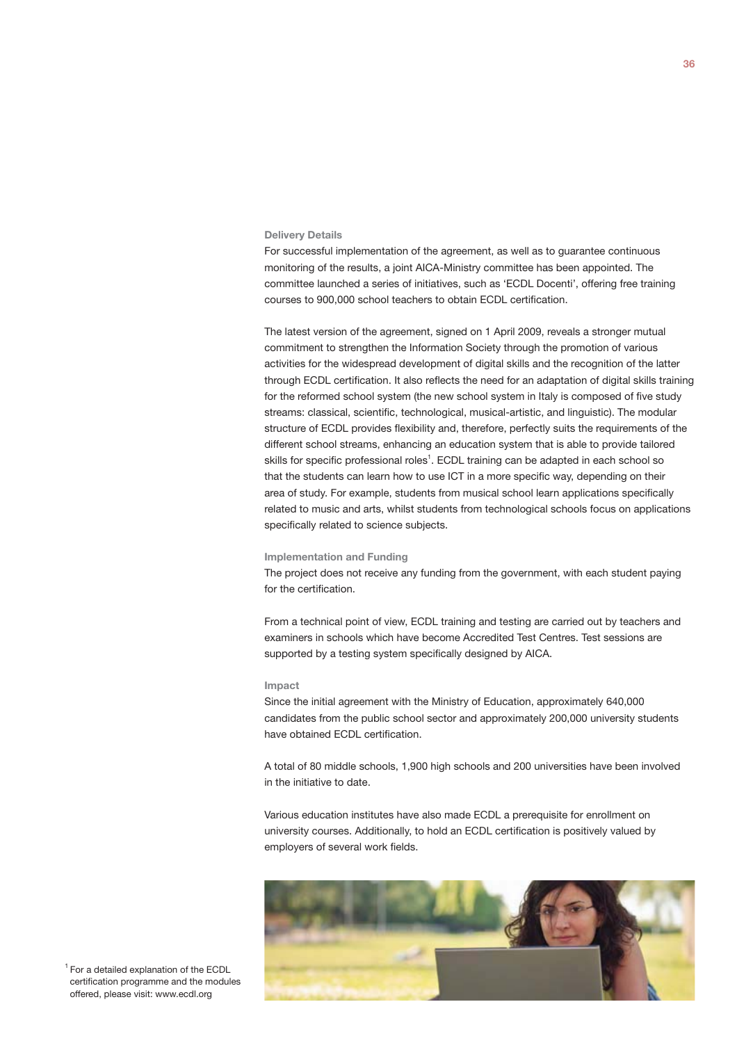### Delivery Details

For successful implementation of the agreement, as well as to guarantee continuous monitoring of the results, a joint AICA-Ministry committee has been appointed. The committee launched a series of initiatives, such as 'ECDL Docenti', offering free training courses to 900,000 school teachers to obtain ECDL certification.

The latest version of the agreement, signed on 1 April 2009, reveals a stronger mutual commitment to strengthen the Information Society through the promotion of various activities for the widespread development of digital skills and the recognition of the latter through ECDL certification. It also reflects the need for an adaptation of digital skills training for the reformed school system (the new school system in Italy is composed of five study streams: classical, scientific, technological, musical-artistic, and linguistic). The modular structure of ECDL provides flexibility and, therefore, perfectly suits the requirements of the different school streams, enhancing an education system that is able to provide tailored skills for specific professional roles[1]. ECDL training can be adapted in each school so that the students can learn how to use ICT in a more specific way, depending on their area of study. For example, students from musical school learn applications specifically related to music and arts, whilst students from technological schools focus on applications specifically related to science subjects.

### Implementation and Funding

The project does not receive any funding from the government, with each student paying for the certification.

From a technical point of view, ECDL training and testing are carried out by teachers and examiners in schools which have become Accredited Test Centres. Test sessions are supported by a testing system specifically designed by AICA.

### Impact

Since the initial agreement with the Ministry of Education, approximately 640,000 candidates from the public school sector and approximately 200,000 university students have obtained ECDL certification.

A total of 80 middle schools, 1,900 high schools and 200 universities have been involved in the initiative to date.

Various education institutes have also made ECDL a prerequisite for enrollment on university courses. Additionally, to hold an ECDL certification is positively valued by employers of several work fields.

[1] For a detailed explanation of the ECDL certification programme and the modules offered, please visit: www.ecdl.org